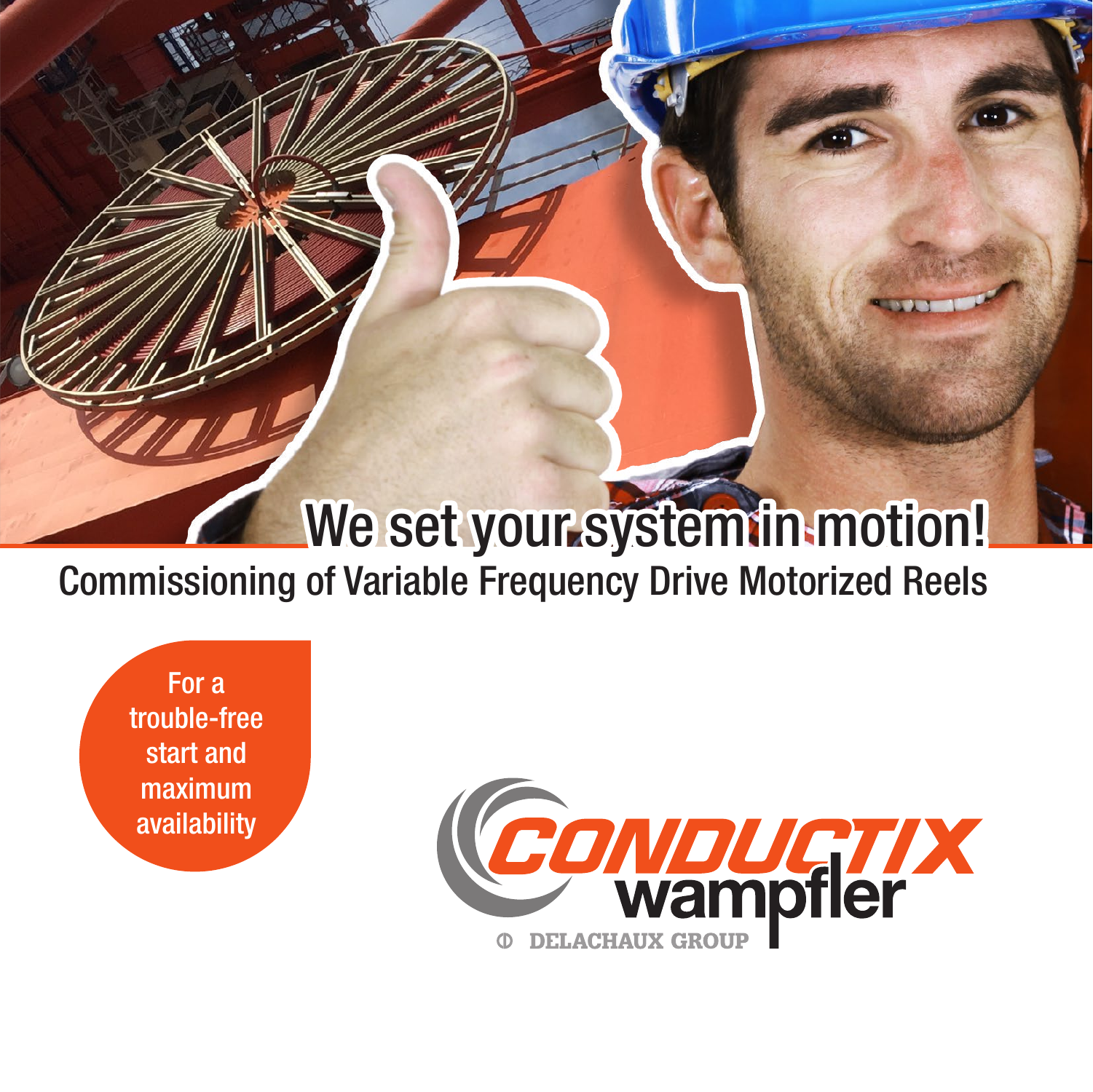# We set your system in motion!

## Commissioning of Variable Frequency Drive Motorized Reels

For a trouble-free start and maximum availability

CONDUCTIX wampfler

DELACHAUX GROUP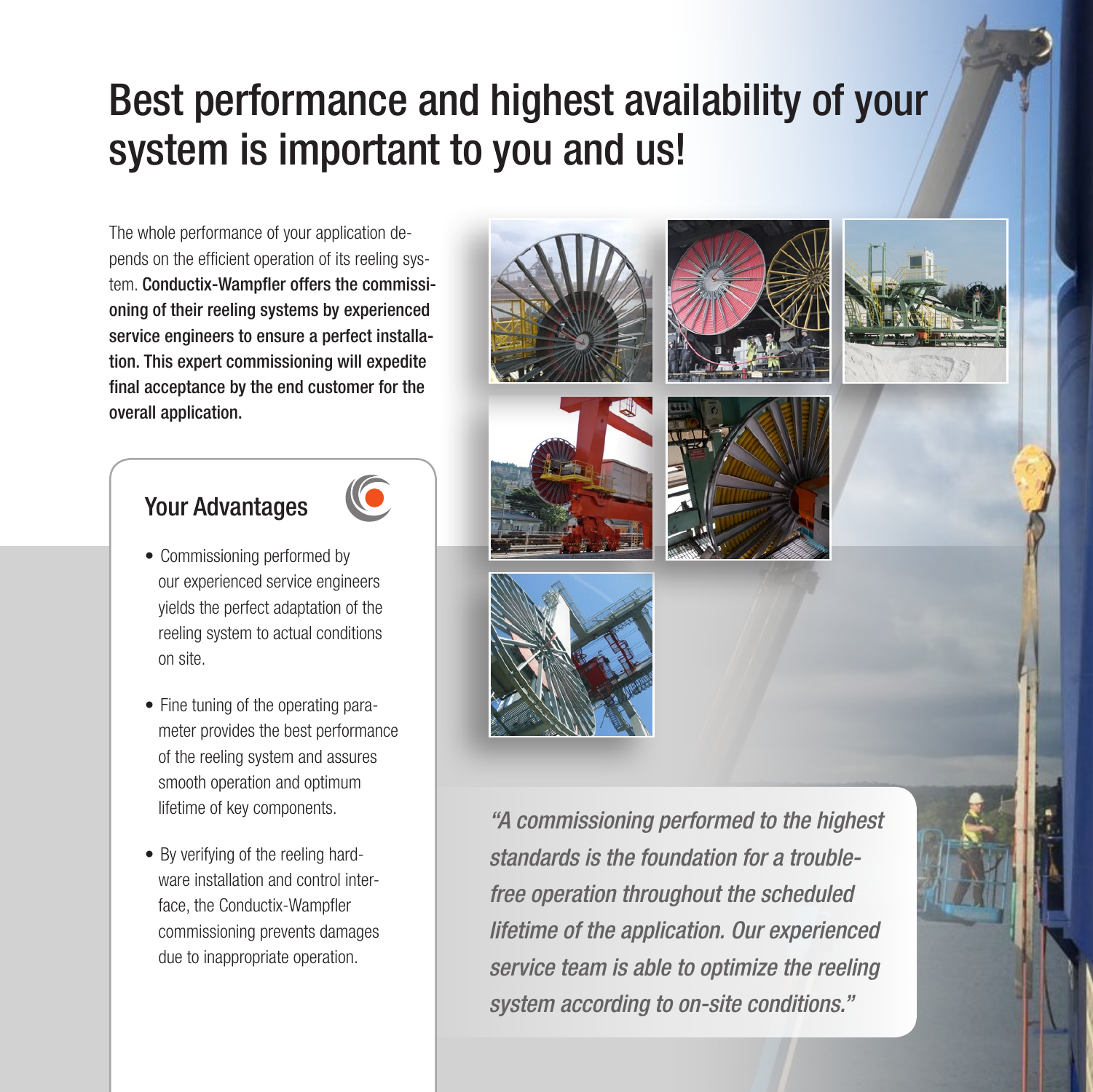# Best performance and highest availability of your system is important to you and us!

The whole performance of your application depends on the efficient operation of its reeling system. **Conductix-Wampfler offers the commissioning of their reeling systems by experienced service engineers to ensure a perfect installation. This expert commissioning will expedite final acceptance by the end customer for the overall application.**

## Your Advantages

- Commissioning performed by our experienced service engineers yields the perfect adaptation of the reeling system to actual conditions on site.
- Fine tuning of the operating parameter provides the best performance of the reeling system and assures smooth operation and optimum lifetime of key components.
- By verifying of the reeling hardware installation and control interface, the Conductix-Wampfler commissioning prevents damages due to inappropriate operation.

*"A commissioning performed to the highest standards is the foundation for a trouble-free operation throughout the scheduled lifetime of the application. Our experienced service team is able to optimize the reeling system according to on-site conditions."*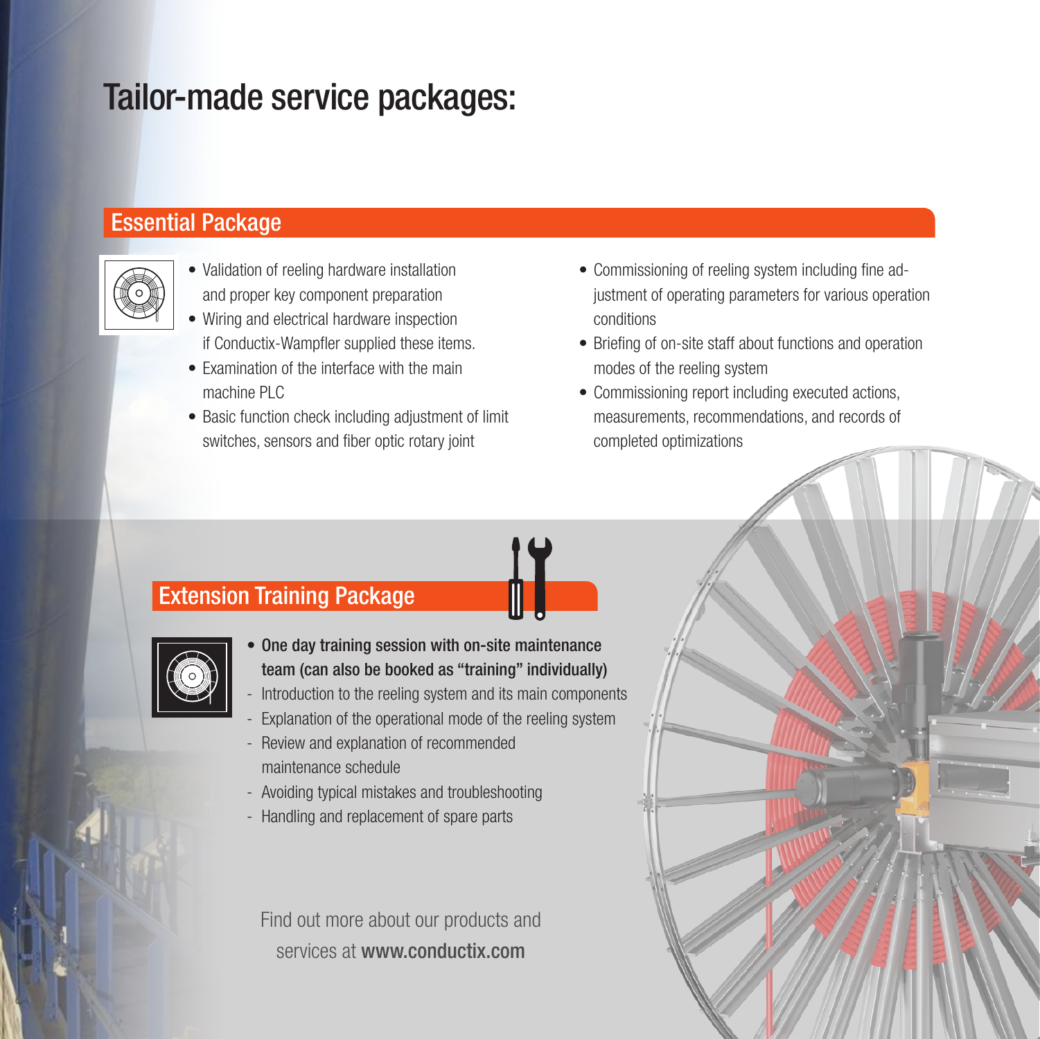# Tailor-made service packages:

## Essential Package

- Validation of reeling hardware installation and proper key component preparation
- Wiring and electrical hardware inspection if Conductix-Wampfler supplied these items.
- Examination of the interface with the main machine PLC
- Basic function check including adjustment of limit switches, sensors and fiber optic rotary joint
- Commissioning of reeling system including fine adjustment of operating parameters for various operation conditions
- Briefing of on-site staff about functions and operation modes of the reeling system
- Commissioning report including executed actions, measurements, recommendations, and records of completed optimizations

## Extension Training Package

- **One day training session with on-site maintenance team (can also be booked as "training" individually)**
  - Introduction to the reeling system and its main components
  - Explanation of the operational mode of the reeling system
  - Review and explanation of recommended maintenance schedule
  - Avoiding typical mistakes and troubleshooting
  - Handling and replacement of spare parts

Find out more about our products and services at **www.conductix.com**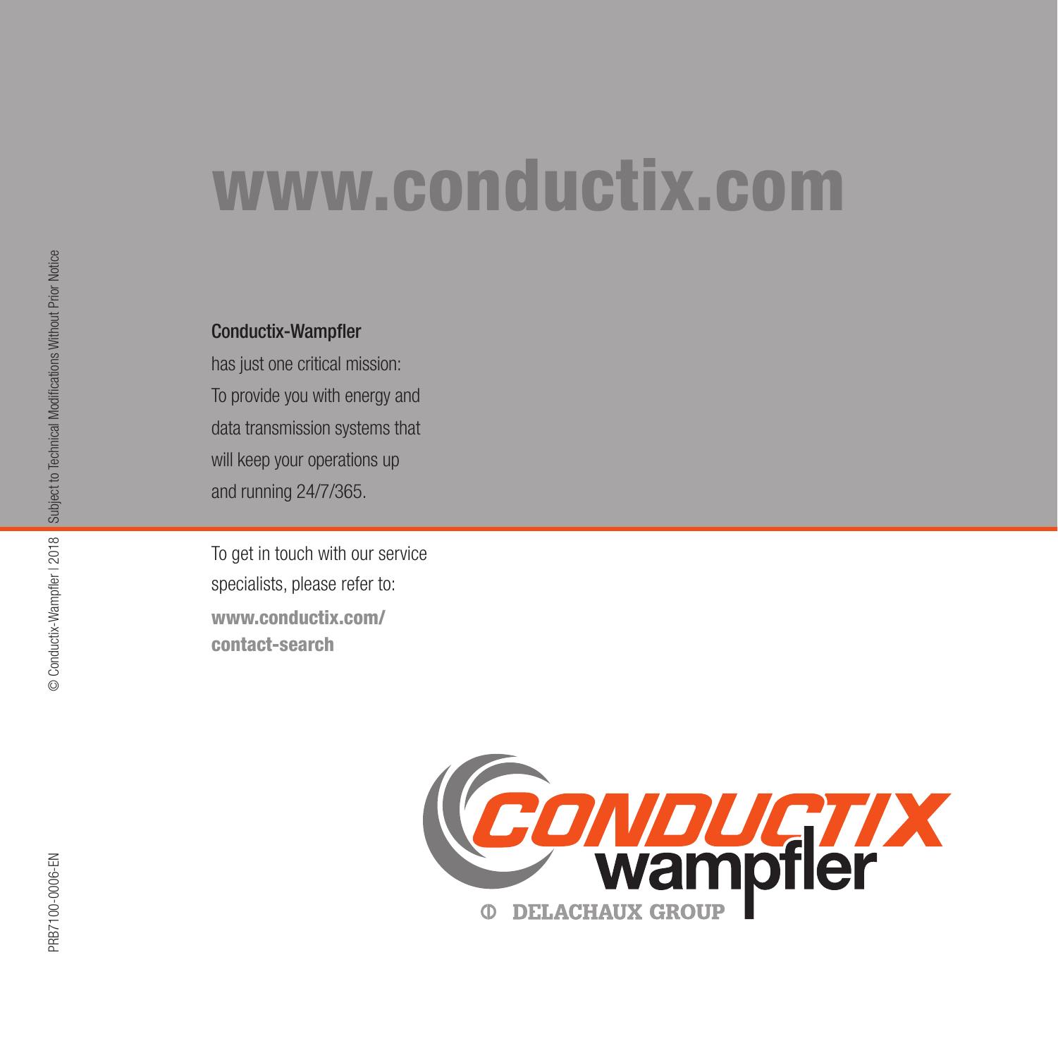# www.conductix.com

**Conductix-Wampfler**

has just one critical mission:
To provide you with energy and data transmission systems that will keep your operations up and running 24/7/365.

To get in touch with our service specialists, please refer to:
**www.conductix.com/contact-search**

© Conductix-Wampfler | 2018 Subject to Technical Modifications Without Prior Notice

PRB7100-0006-EN

CONDUCTIX wampfler

DELACHAUX GROUP